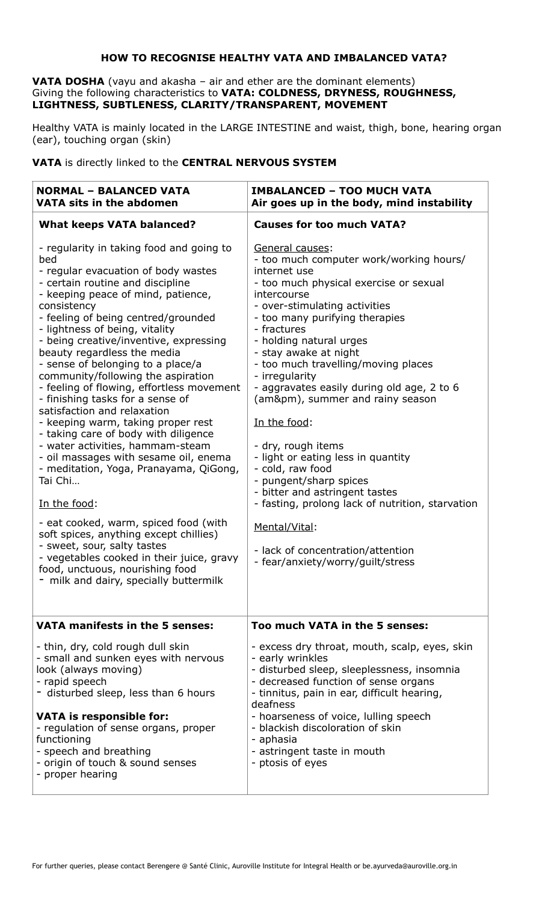# HOW TO RECOGNISE HEALTHY VATA AND IMBALANCED VATA?

**VATA DOSHA** (vayu and akasha – air and ether are the dominant elements)
Giving the following characteristics to **VATA: COLDNESS, DRYNESS, ROUGHNESS, LIGHTNESS, SUBTLENESS, CLARITY/TRANSPARENT, MOVEMENT**

Healthy VATA is mainly located in the LARGE INTESTINE and waist, thigh, bone, hearing organ (ear), touching organ (skin)

**VATA** is directly linked to the **CENTRAL NERVOUS SYSTEM**

| **NORMAL – BALANCED VATA**<br>**VATA sits in the abdomen** | **IMBALANCED – TOO MUCH VATA**<br>**Air goes up in the body, mind instability** |
|---|---|
| **What keeps VATA balanced?**<br><br>- regularity in taking food and going to bed<br>- regular evacuation of body wastes<br>- certain routine and discipline<br>- keeping peace of mind, patience, consistency<br>- feeling of being centred/grounded<br>- lightness of being, vitality<br>- being creative/inventive, expressing beauty regardless the media<br>- sense of belonging to a place/a community/following the aspiration<br>- feeling of flowing, effortless movement<br>- finishing tasks for a sense of satisfaction and relaxation<br>- keeping warm, taking proper rest<br>- taking care of body with diligence<br>- water activities, hammam-steam<br>- oil massages with sesame oil, enema<br>- meditation, Yoga, Pranayama, QiGong, Tai Chi…<br><br><u>In the food</u>:<br><br>- eat cooked, warm, spiced food (with soft spices, anything except chillies)<br>- sweet, sour, salty tastes<br>- vegetables cooked in their juice, gravy food, unctuous, nourishing food<br>- milk and dairy, specially buttermilk | **Causes for too much VATA?**<br><br><u>General causes</u>:<br>- too much computer work/working hours/ internet use<br>- too much physical exercise or sexual intercourse<br>- over-stimulating activities<br>- too many purifying therapies<br>- fractures<br>- holding natural urges<br>- stay awake at night<br>- too much travelling/moving places<br>- irregularity<br>- aggravates easily during old age, 2 to 6 (am&pm), summer and rainy season<br><br><u>In the food</u>:<br><br>- dry, rough items<br>- light or eating less in quantity<br>- cold, raw food<br>- pungent/sharp spices<br>- bitter and astringent tastes<br>- fasting, prolong lack of nutrition, starvation<br><br><u>Mental/Vital</u>:<br><br>- lack of concentration/attention<br>- fear/anxiety/worry/guilt/stress |
| **VATA manifests in the 5 senses:**<br><br>- thin, dry, cold rough dull skin<br>- small and sunken eyes with nervous look (always moving)<br>- rapid speech<br>- disturbed sleep, less than 6 hours<br><br>**VATA is responsible for:**<br>- regulation of sense organs, proper functioning<br>- speech and breathing<br>- origin of touch & sound senses<br>- proper hearing | **Too much VATA in the 5 senses:**<br><br>- excess dry throat, mouth, scalp, eyes, skin<br>- early wrinkles<br>- disturbed sleep, sleeplessness, insomnia<br>- decreased function of sense organs<br>- tinnitus, pain in ear, difficult hearing, deafness<br>- hoarseness of voice, lulling speech<br>- blackish discoloration of skin<br>- aphasia<br>- astringent taste in mouth<br>- ptosis of eyes |

For further queries, please contact Berengere @ Santé Clinic, Auroville Institute for Integral Health or be.ayurveda@auroville.org.in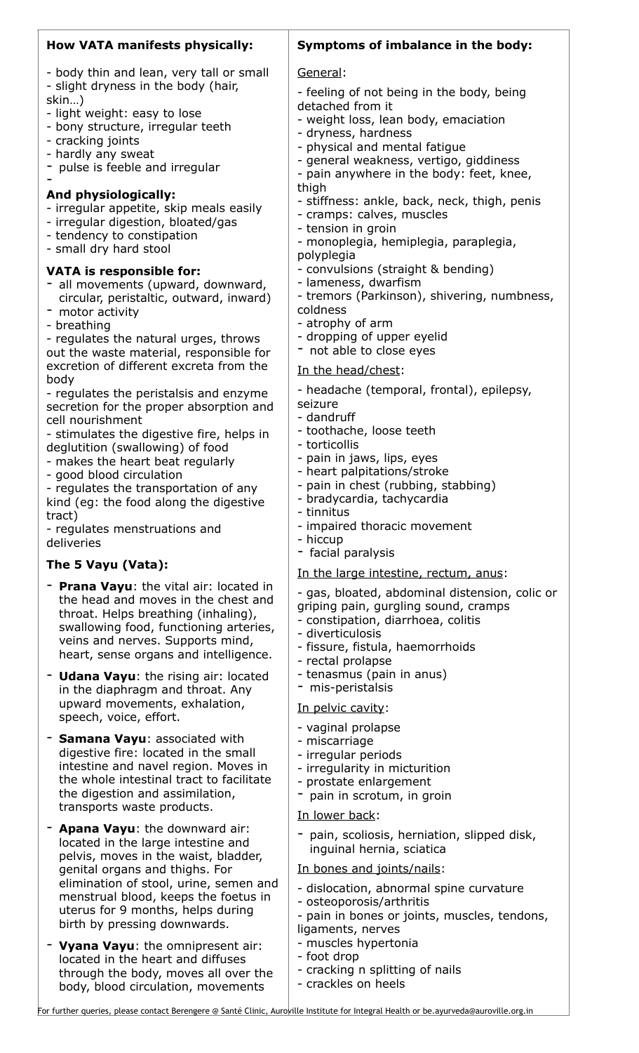**How VATA manifests physically:**

- body thin and lean, very tall or small
- slight dryness in the body (hair, skin…)
- light weight: easy to lose
- bony structure, irregular teeth
- cracking joints
- hardly any sweat
- pulse is feeble and irregular
-

**And physiologically:**

- irregular appetite, skip meals easily
- irregular digestion, bloated/gas
- tendency to constipation
- small dry hard stool

**VATA is responsible for:**

- all movements (upward, downward, circular, peristaltic, outward, inward)
- motor activity
- breathing
- regulates the natural urges, throws out the waste material, responsible for excretion of different excreta from the body
- regulates the peristalsis and enzyme secretion for the proper absorption and cell nourishment
- stimulates the digestive fire, helps in deglutition (swallowing) of food
- makes the heart beat regularly
- good blood circulation
- regulates the transportation of any kind (eg: the food along the digestive tract)
- regulates menstruations and deliveries

**The 5 Vayu (Vata):**

- **Prana Vayu**: the vital air: located in the head and moves in the chest and throat. Helps breathing (inhaling), swallowing food, functioning arteries, veins and nerves. Supports mind, heart, sense organs and intelligence.
- **Udana Vayu**: the rising air: located in the diaphragm and throat. Any upward movements, exhalation, speech, voice, effort.
- **Samana Vayu**: associated with digestive fire: located in the small intestine and navel region. Moves in the whole intestinal tract to facilitate the digestion and assimilation, transports waste products.
- **Apana Vayu**: the downward air: located in the large intestine and pelvis, moves in the waist, bladder, genital organs and thighs. For elimination of stool, urine, semen and menstrual blood, keeps the foetus in uterus for 9 months, helps during birth by pressing downwards.
- **Vyana Vayu**: the omnipresent air: located in the heart and diffuses through the body, moves all over the body, blood circulation, movements

**Symptoms of imbalance in the body:**

General:

- feeling of not being in the body, being detached from it
- weight loss, lean body, emaciation
- dryness, hardness
- physical and mental fatigue
- general weakness, vertigo, giddiness
- pain anywhere in the body: feet, knee, thigh
- stiffness: ankle, back, neck, thigh, penis
- cramps: calves, muscles
- tension in groin
- monoplegia, hemiplegia, paraplegia, polyplegia
- convulsions (straight & bending)
- lameness, dwarfism
- tremors (Parkinson), shivering, numbness, coldness
- atrophy of arm
- dropping of upper eyelid
- not able to close eyes

In the head/chest:

- headache (temporal, frontal), epilepsy, seizure
- dandruff
- toothache, loose teeth
- torticollis
- pain in jaws, lips, eyes
- heart palpitations/stroke
- pain in chest (rubbing, stabbing)
- bradycardia, tachycardia
- tinnitus
- impaired thoracic movement
- hiccup
- facial paralysis

In the large intestine, rectum, anus:

- gas, bloated, abdominal distension, colic or griping pain, gurgling sound, cramps
- constipation, diarrhoea, colitis
- diverticulosis
- fissure, fistula, haemorrhoids
- rectal prolapse
- tenasmus (pain in anus)
- mis-peristalsis

In pelvic cavity:

- vaginal prolapse
- miscarriage
- irregular periods
- irregularity in micturition
- prostate enlargement
- pain in scrotum, in groin

In lower back:

- pain, scoliosis, herniation, slipped disk, inguinal hernia, sciatica

In bones and joints/nails:

- dislocation, abnormal spine curvature
- osteoporosis/arthritis
- pain in bones or joints, muscles, tendons, ligaments, nerves
- muscles hypertonia
- foot drop
- cracking n splitting of nails
- crackles on heels

For further queries, please contact Berengere @ Santé Clinic, Auroville Institute for Integral Health or be.ayurveda@auroville.org.in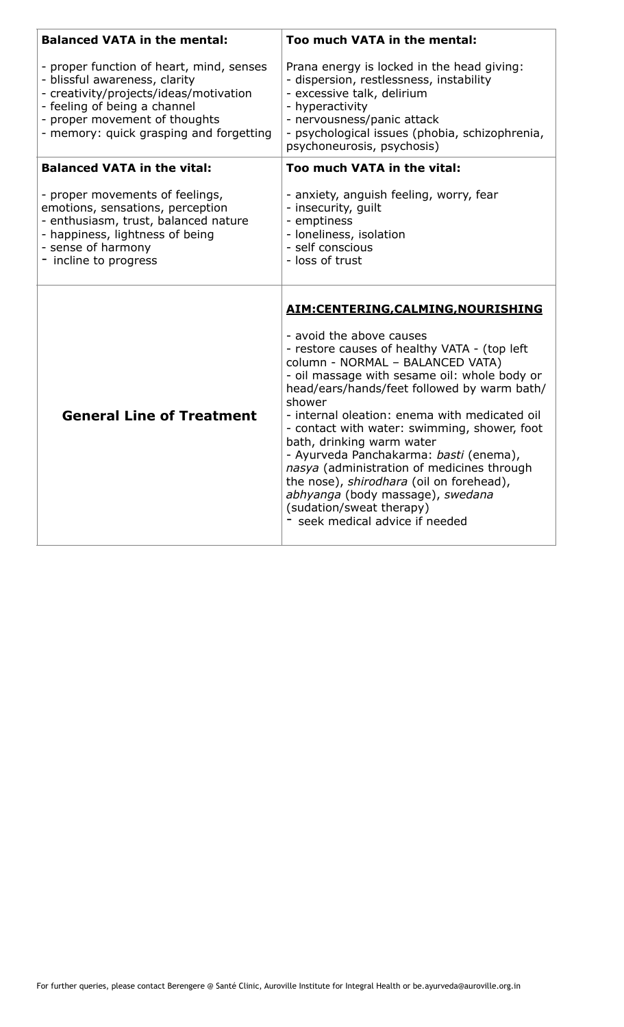| | |
|---|---|
| **Balanced VATA in the mental:**<br><br>- proper function of heart, mind, senses<br>- blissful awareness, clarity<br>- creativity/projects/ideas/motivation<br>- feeling of being a channel<br>- proper movement of thoughts<br>- memory: quick grasping and forgetting | **Too much VATA in the mental:**<br><br>Prana energy is locked in the head giving:<br>- dispersion, restlessness, instability<br>- excessive talk, delirium<br>- hyperactivity<br>- nervousness/panic attack<br>- psychological issues (phobia, schizophrenia, psychoneurosis, psychosis) |
| **Balanced VATA in the vital:**<br><br>- proper movements of feelings, emotions, sensations, perception<br>- enthusiasm, trust, balanced nature<br>- happiness, lightness of being<br>- sense of harmony<br>- incline to progress | **Too much VATA in the vital:**<br><br>- anxiety, anguish feeling, worry, fear<br>- insecurity, guilt<br>- emptiness<br>- loneliness, isolation<br>- self conscious<br>- loss of trust |
| **General Line of Treatment** | **<u>AIM:CENTERING,CALMING,NOURISHING</u>**<br><br>- avoid the above causes<br>- restore causes of healthy VATA - (top left column - NORMAL – BALANCED VATA)<br>- oil massage with sesame oil: whole body or head/ears/hands/feet followed by warm bath/shower<br>- internal oleation: enema with medicated oil<br>- contact with water: swimming, shower, foot bath, drinking warm water<br>- Ayurveda Panchakarma: *basti* (enema), *nasya* (administration of medicines through the nose), *shirodhara* (oil on forehead), *abhyanga* (body massage), *swedana* (sudation/sweat therapy)<br>- seek medical advice if needed |

For further queries, please contact Berengere @ Santé Clinic, Auroville Institute for Integral Health or be.ayurveda@auroville.org.in